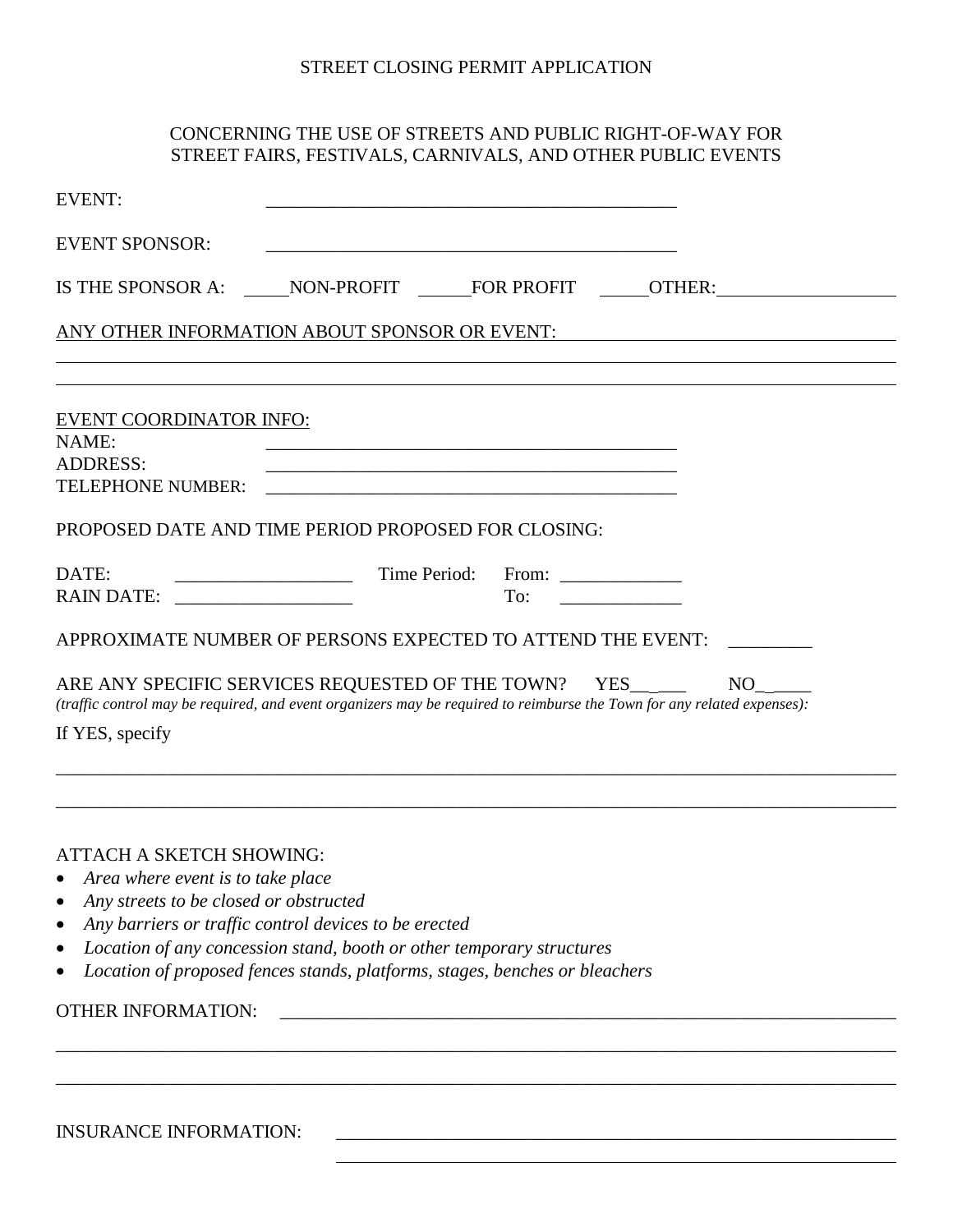# STREET CLOSING PERMIT APPLICATION

## CONCERNING THE USE OF STREETS AND PUBLIC RIGHT-OF-WAY FOR STREET FAIRS, FESTIVALS, CARNIVALS, AND OTHER PUBLIC EVENTS

EVENT: _____________________________________________

EVENT SPONSOR: _____________________________________________

IS THE SPONSOR A: _____NON-PROFIT _____FOR PROFIT _____OTHER:___________________

ANY OTHER INFORMATION ABOUT SPONSOR OR EVENT: ___________________________________

_____________________________________________________________________________

_____________________________________________________________________________

EVENT COORDINATOR INFO:

NAME: _____________________________________________

ADDRESS: _____________________________________________

TELEPHONE NUMBER: _____________________________________________

PROPOSED DATE AND TIME PERIOD PROPOSED FOR CLOSING:

DATE: ___________________ Time Period: From: _____________

RAIN DATE: ___________________ To: _____________

APPROXIMATE NUMBER OF PERSONS EXPECTED TO ATTEND THE EVENT: _________

ARE ANY SPECIFIC SERVICES REQUESTED OF THE TOWN? YES______ NO______

*(traffic control may be required, and event organizers may be required to reimburse the Town for any related expenses):*

If YES, specify

_____________________________________________________________________________

_____________________________________________________________________________

ATTACH A SKETCH SHOWING:

- *Area where event is to take place*
- *Any streets to be closed or obstructed*
- *Any barriers or traffic control devices to be erected*
- *Location of any concession stand, booth or other temporary structures*
- *Location of proposed fences stands, platforms, stages, benches or bleachers*

OTHER INFORMATION: ___________________________________________________________

_____________________________________________________________________________

_____________________________________________________________________________

INSURANCE INFORMATION: ______________________________________________________

______________________________________________________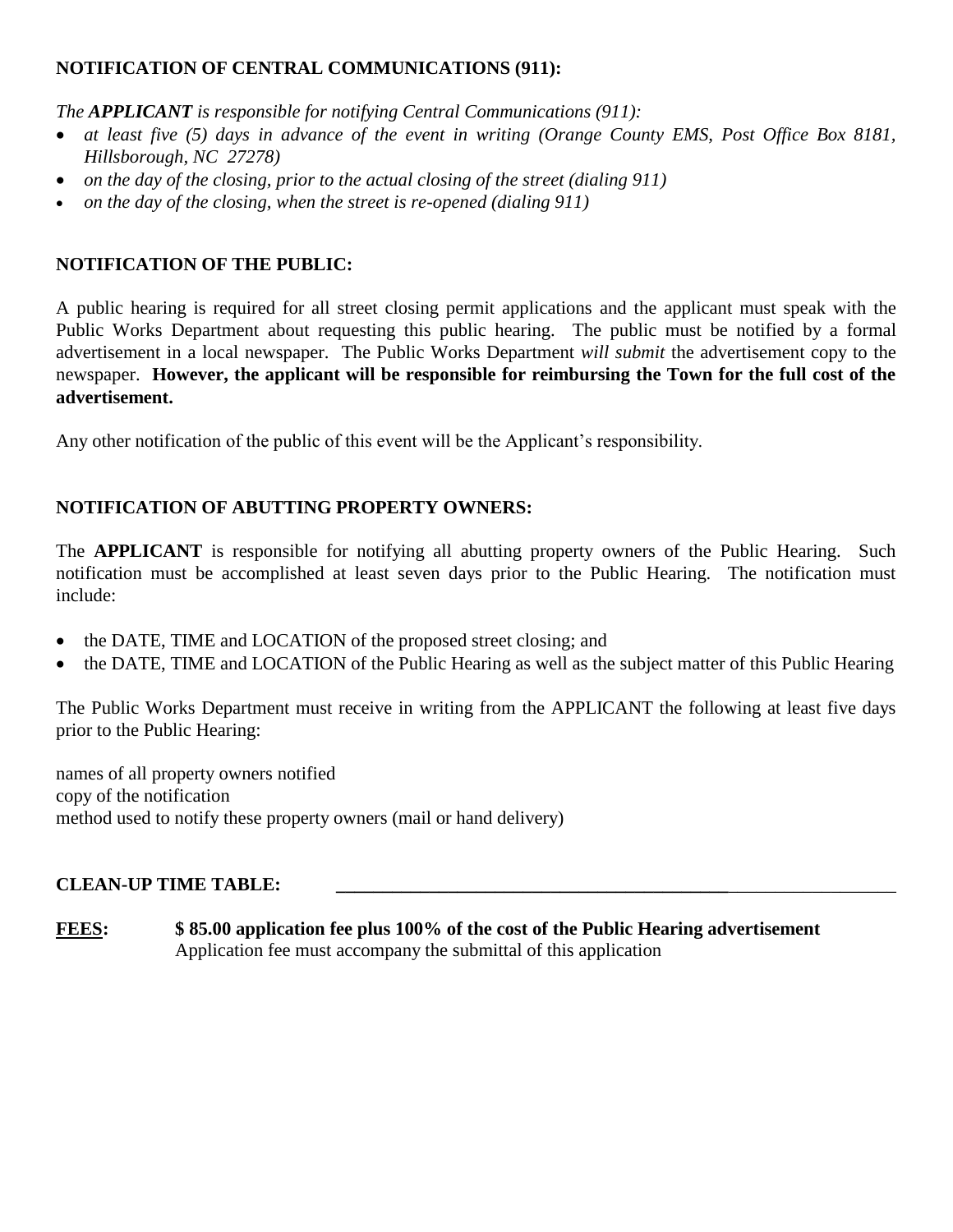**NOTIFICATION OF CENTRAL COMMUNICATIONS (911):**

*The **APPLICANT** is responsible for notifying Central Communications (911):*

- *at least five (5) days in advance of the event in writing (Orange County EMS, Post Office Box 8181, Hillsborough, NC 27278)*
- *on the day of the closing, prior to the actual closing of the street (dialing 911)*
- *on the day of the closing, when the street is re-opened (dialing 911)*

**NOTIFICATION OF THE PUBLIC:**

A public hearing is required for all street closing permit applications and the applicant must speak with the Public Works Department about requesting this public hearing. The public must be notified by a formal advertisement in a local newspaper. The Public Works Department *will submit* the advertisement copy to the newspaper. **However, the applicant will be responsible for reimbursing the Town for the full cost of the advertisement.**

Any other notification of the public of this event will be the Applicant's responsibility.

**NOTIFICATION OF ABUTTING PROPERTY OWNERS:**

The **APPLICANT** is responsible for notifying all abutting property owners of the Public Hearing. Such notification must be accomplished at least seven days prior to the Public Hearing. The notification must include:

- the DATE, TIME and LOCATION of the proposed street closing; and
- the DATE, TIME and LOCATION of the Public Hearing as well as the subject matter of this Public Hearing

The Public Works Department must receive in writing from the APPLICANT the following at least five days prior to the Public Hearing:

names of all property owners notified
copy of the notification
method used to notify these property owners (mail or hand delivery)

**CLEAN-UP TIME TABLE:** ____________________________________________

**FEES:** **$ 85.00 application fee plus 100% of the cost of the Public Hearing advertisement**
Application fee must accompany the submittal of this application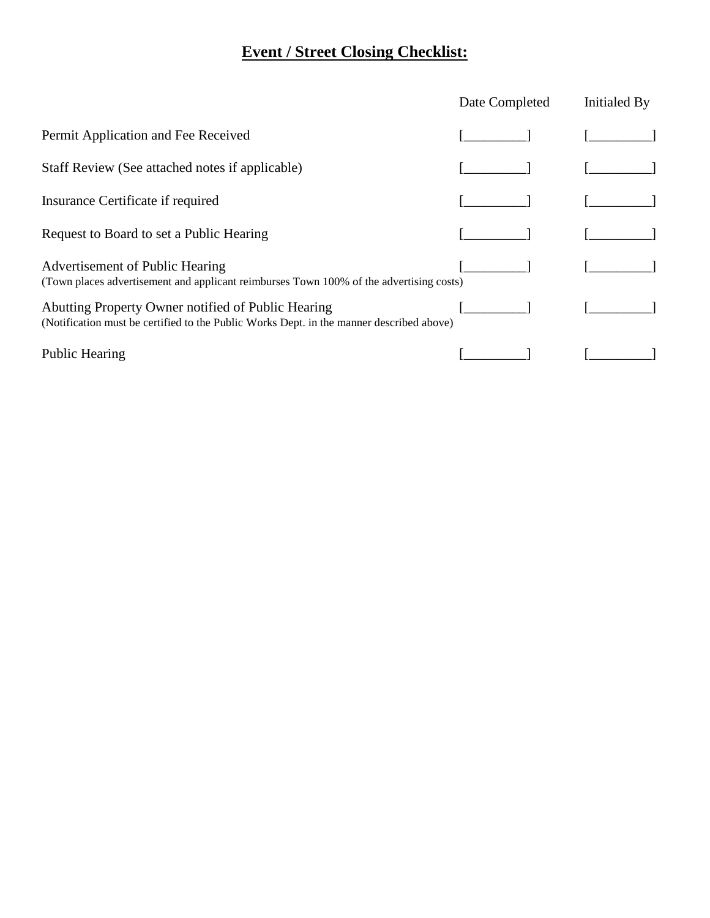# **Event / Street Closing Checklist:**

| | Date Completed | Initialed By |
| --- | --- | --- |
| Permit Application and Fee Received | [_________] | [_________] |
| Staff Review (See attached notes if applicable) | [_________] | [_________] |
| Insurance Certificate if required | [_________] | [_________] |
| Request to Board to set a Public Hearing | [_________] | [_________] |
| Advertisement of Public Hearing<br>(Town places advertisement and applicant reimburses Town 100% of the advertising costs) | [_________] | [_________] |
| Abutting Property Owner notified of Public Hearing<br>(Notification must be certified to the Public Works Dept. in the manner described above) | [_________] | [_________] |
| Public Hearing | [_________] | [_________] |